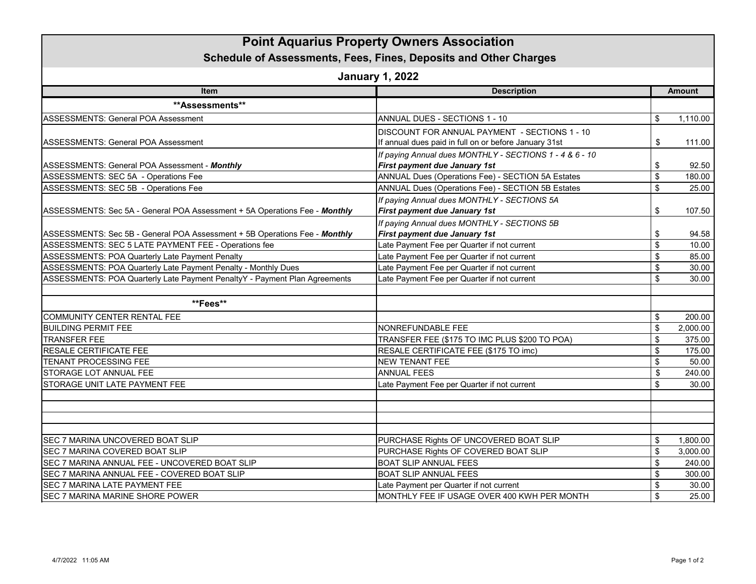# Point Aquarius Property Owners Association

## Schedule of Assessments, Fees, Fines, Deposits and Other Charges

### January 1, 2022

| Item | Description | Amount |
|---|---|---|
| **Assessments** | | |
| ASSESSMENTS: General POA Assessment | ANNUAL DUES - SECTIONS 1 - 10 | $ 1,110.00 |
| ASSESSMENTS: General POA Assessment | DISCOUNT FOR ANNUAL PAYMENT - SECTIONS 1 - 10 If annual dues paid in full on or before January 31st | $ 111.00 |
| ASSESSMENTS: General POA Assessment - ***Monthly*** | *If paying Annual dues MONTHLY - SECTIONS 1 - 4 & 6 - 10* ***First payment due January 1st*** | $ 92.50 |
| ASSESSMENTS: SEC 5A - Operations Fee | ANNUAL Dues (Operations Fee) - SECTION 5A Estates | $ 180.00 |
| ASSESSMENTS: SEC 5B - Operations Fee | ANNUAL Dues (Operations Fee) - SECTION 5B Estates | $ 25.00 |
| ASSESSMENTS: Sec 5A - General POA Assessment + 5A Operations Fee - ***Monthly*** | *If paying Annual dues MONTHLY - SECTIONS 5A* ***First payment due January 1st*** | $ 107.50 |
| ASSESSMENTS: Sec 5B - General POA Assessment + 5B Operations Fee - ***Monthly*** | *If paying Annual dues MONTHLY - SECTIONS 5B* ***First payment due January 1st*** | $ 94.58 |
| ASSESSMENTS: SEC 5 LATE PAYMENT FEE - Operations fee | Late Payment Fee per Quarter if not current | $ 10.00 |
| ASSESSMENTS: POA Quarterly Late Payment Penalty | Late Payment Fee per Quarter if not current | $ 85.00 |
| ASSESSMENTS: POA Quarterly Late Payment Penalty - Monthly Dues | Late Payment Fee per Quarter if not current | $ 30.00 |
| ASSESSMENTS: POA Quarterly Late Payment PenaltyY - Payment Plan Agreements | Late Payment Fee per Quarter if not current | $ 30.00 |
| | | |
| **Fees** | | |
| COMMUNITY CENTER RENTAL FEE | | $ 200.00 |
| BUILDING PERMIT FEE | NONREFUNDABLE FEE | $ 2,000.00 |
| TRANSFER FEE | TRANSFER FEE ($175 TO IMC PLUS $200 TO POA) | $ 375.00 |
| RESALE CERTIFICATE FEE | RESALE CERTIFICATE FEE ($175 TO imc) | $ 175.00 |
| TENANT PROCESSING FEE | NEW TENANT FEE | $ 50.00 |
| STORAGE LOT ANNUAL FEE | ANNUAL FEES | $ 240.00 |
| STORAGE UNIT LATE PAYMENT FEE | Late Payment Fee per Quarter if not current | $ 30.00 |
| | | |
| | | |
| | | |
| SEC 7 MARINA UNCOVERED BOAT SLIP | PURCHASE Rights OF UNCOVERED BOAT SLIP | $ 1,800.00 |
| SEC 7 MARINA COVERED BOAT SLIP | PURCHASE Rights OF COVERED BOAT SLIP | $ 3,000.00 |
| SEC 7 MARINA ANNUAL FEE - UNCOVERED BOAT SLIP | BOAT SLIP ANNUAL FEES | $ 240.00 |
| SEC 7 MARINA ANNUAL FEE - COVERED BOAT SLIP | BOAT SLIP ANNUAL FEES | $ 300.00 |
| SEC 7 MARINA LATE PAYMENT FEE | Late Payment per Quarter if not current | $ 30.00 |
| SEC 7 MARINA MARINE SHORE POWER | MONTHLY FEE IF USAGE OVER 400 KWH PER MONTH | $ 25.00 |

4/7/2022 11:05 AM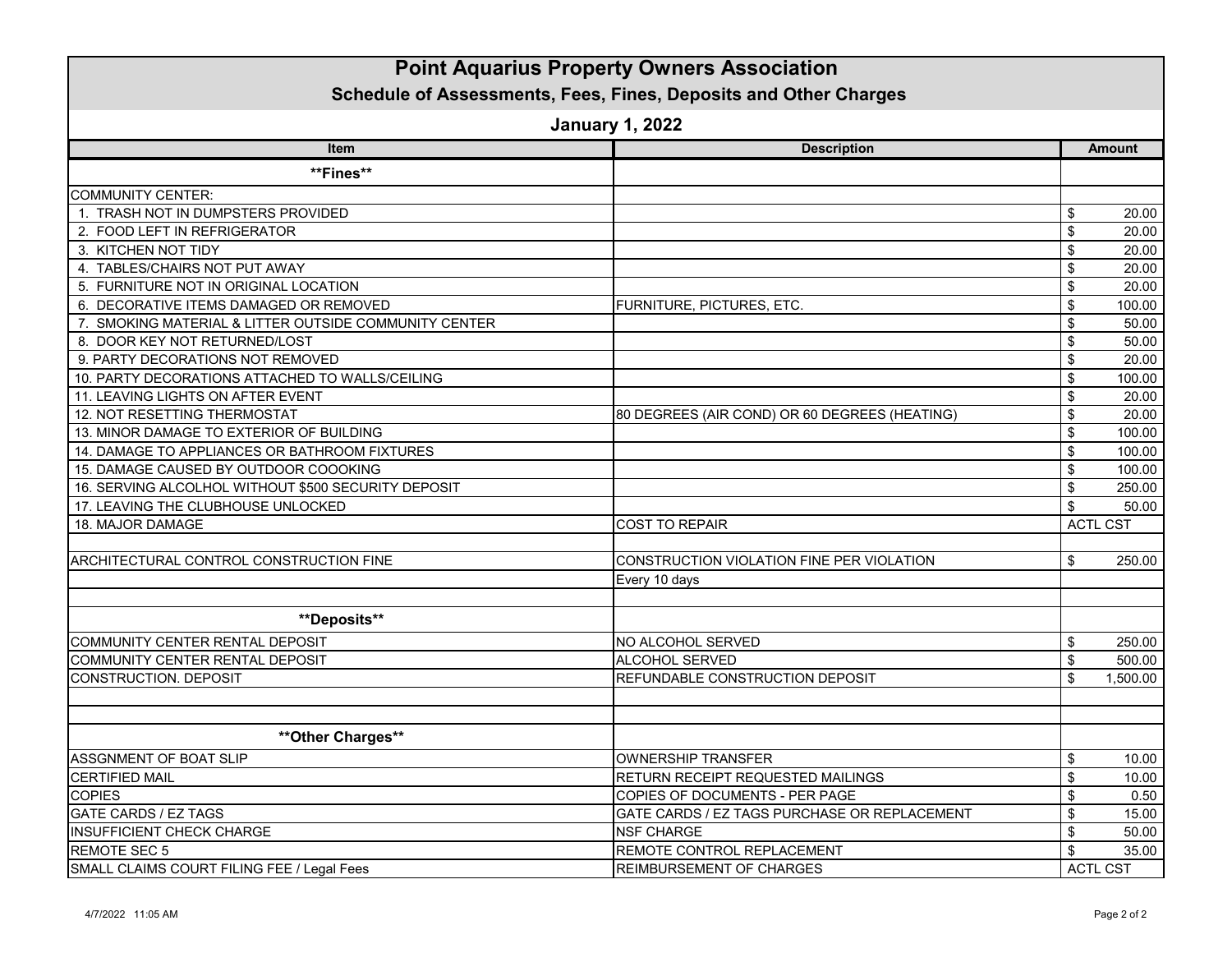# Point Aquarius Property Owners Association

## Schedule of Assessments, Fees, Fines, Deposits and Other Charges

### January 1, 2022

| Item | Description | Amount |
|---|---|---|
| **Fines** | | |
| COMMUNITY CENTER: | | |
| 1. TRASH NOT IN DUMPSTERS PROVIDED | | $ 20.00 |
| 2. FOOD LEFT IN REFRIGERATOR | | $ 20.00 |
| 3. KITCHEN NOT TIDY | | $ 20.00 |
| 4. TABLES/CHAIRS NOT PUT AWAY | | $ 20.00 |
| 5. FURNITURE NOT IN ORIGINAL LOCATION | | $ 20.00 |
| 6. DECORATIVE ITEMS DAMAGED OR REMOVED | FURNITURE, PICTURES, ETC. | $ 100.00 |
| 7. SMOKING MATERIAL & LITTER OUTSIDE COMMUNITY CENTER | | $ 50.00 |
| 8. DOOR KEY NOT RETURNED/LOST | | $ 50.00 |
| 9. PARTY DECORATIONS NOT REMOVED | | $ 20.00 |
| 10. PARTY DECORATIONS ATTACHED TO WALLS/CEILING | | $ 100.00 |
| 11. LEAVING LIGHTS ON AFTER EVENT | | $ 20.00 |
| 12. NOT RESETTING THERMOSTAT | 80 DEGREES (AIR COND) OR 60 DEGREES (HEATING) | $ 20.00 |
| 13. MINOR DAMAGE TO EXTERIOR OF BUILDING | | $ 100.00 |
| 14. DAMAGE TO APPLIANCES OR BATHROOM FIXTURES | | $ 100.00 |
| 15. DAMAGE CAUSED BY OUTDOOR COOOKING | | $ 100.00 |
| 16. SERVING ALCOLHOL WITHOUT $500 SECURITY DEPOSIT | | $ 250.00 |
| 17. LEAVING THE CLUBHOUSE UNLOCKED | | $ 50.00 |
| 18. MAJOR DAMAGE | COST TO REPAIR | ACTL CST |
| | | |
| ARCHITECTURAL CONTROL CONSTRUCTION FINE | CONSTRUCTION VIOLATION FINE PER VIOLATION | $ 250.00 |
| | Every 10 days | |
| | | |
| **Deposits** | | |
| COMMUNITY CENTER RENTAL DEPOSIT | NO ALCOHOL SERVED | $ 250.00 |
| COMMUNITY CENTER RENTAL DEPOSIT | ALCOHOL SERVED | $ 500.00 |
| CONSTRUCTION. DEPOSIT | REFUNDABLE CONSTRUCTION DEPOSIT | $ 1,500.00 |
| | | |
| | | |
| **Other Charges** | | |
| ASSGNMENT OF BOAT SLIP | OWNERSHIP TRANSFER | $ 10.00 |
| CERTIFIED MAIL | RETURN RECEIPT REQUESTED MAILINGS | $ 10.00 |
| COPIES | COPIES OF DOCUMENTS - PER PAGE | $ 0.50 |
| GATE CARDS / EZ TAGS | GATE CARDS / EZ TAGS PURCHASE OR REPLACEMENT | $ 15.00 |
| INSUFFICIENT CHECK CHARGE | NSF CHARGE | $ 50.00 |
| REMOTE SEC 5 | REMOTE CONTROL REPLACEMENT | $ 35.00 |
| SMALL CLAIMS COURT FILING FEE / Legal Fees | REIMBURSEMENT OF CHARGES | ACTL CST |

4/7/2022 11:05 AM